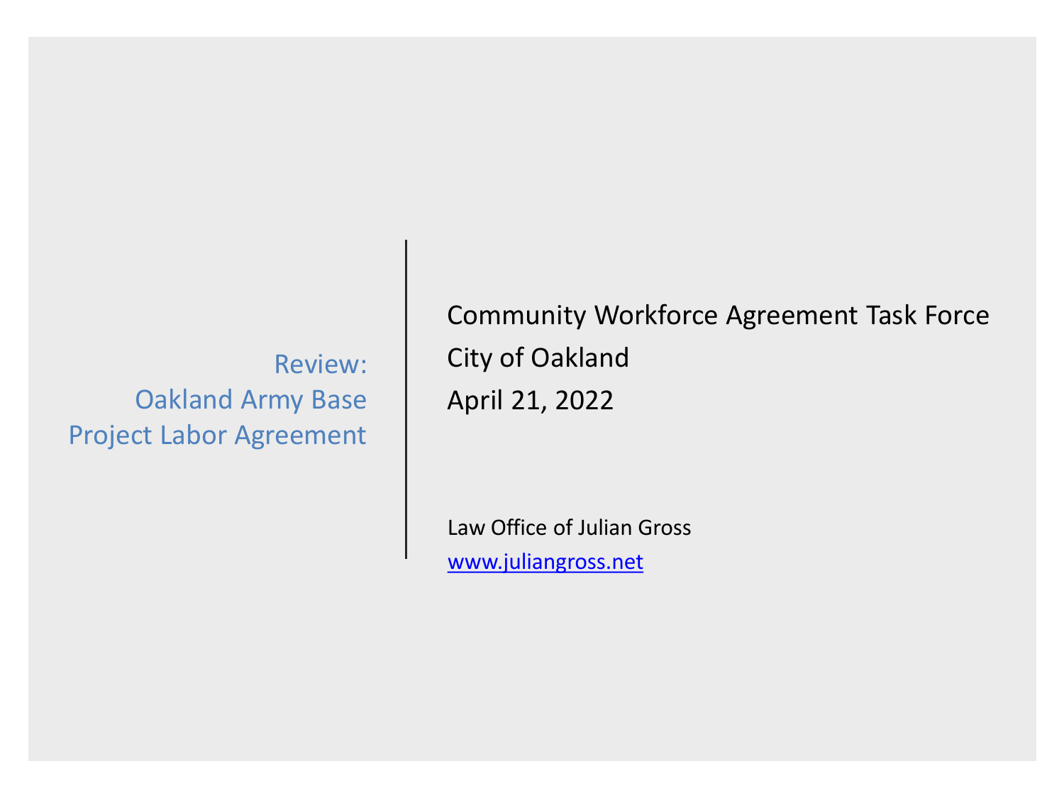# Review: Oakland Army Base Project Labor Agreement

Community Workforce Agreement Task Force

City of Oakland

April 21, 2022

Law Office of Julian Gross

www.juliangross.net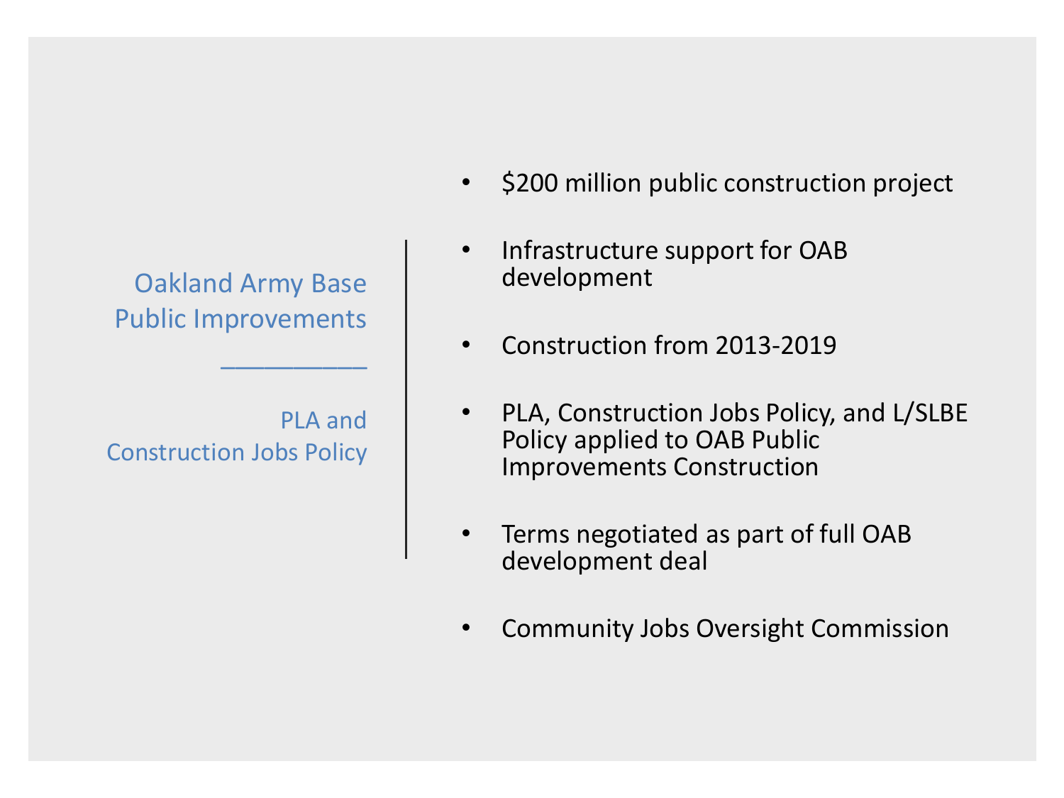## Oakland Army Base Public Improvements

### PLA and Construction Jobs Policy

- $200 million public construction project
- Infrastructure support for OAB development
- Construction from 2013-2019
- PLA, Construction Jobs Policy, and L/SLBE Policy applied to OAB Public Improvements Construction
- Terms negotiated as part of full OAB development deal
- Community Jobs Oversight Commission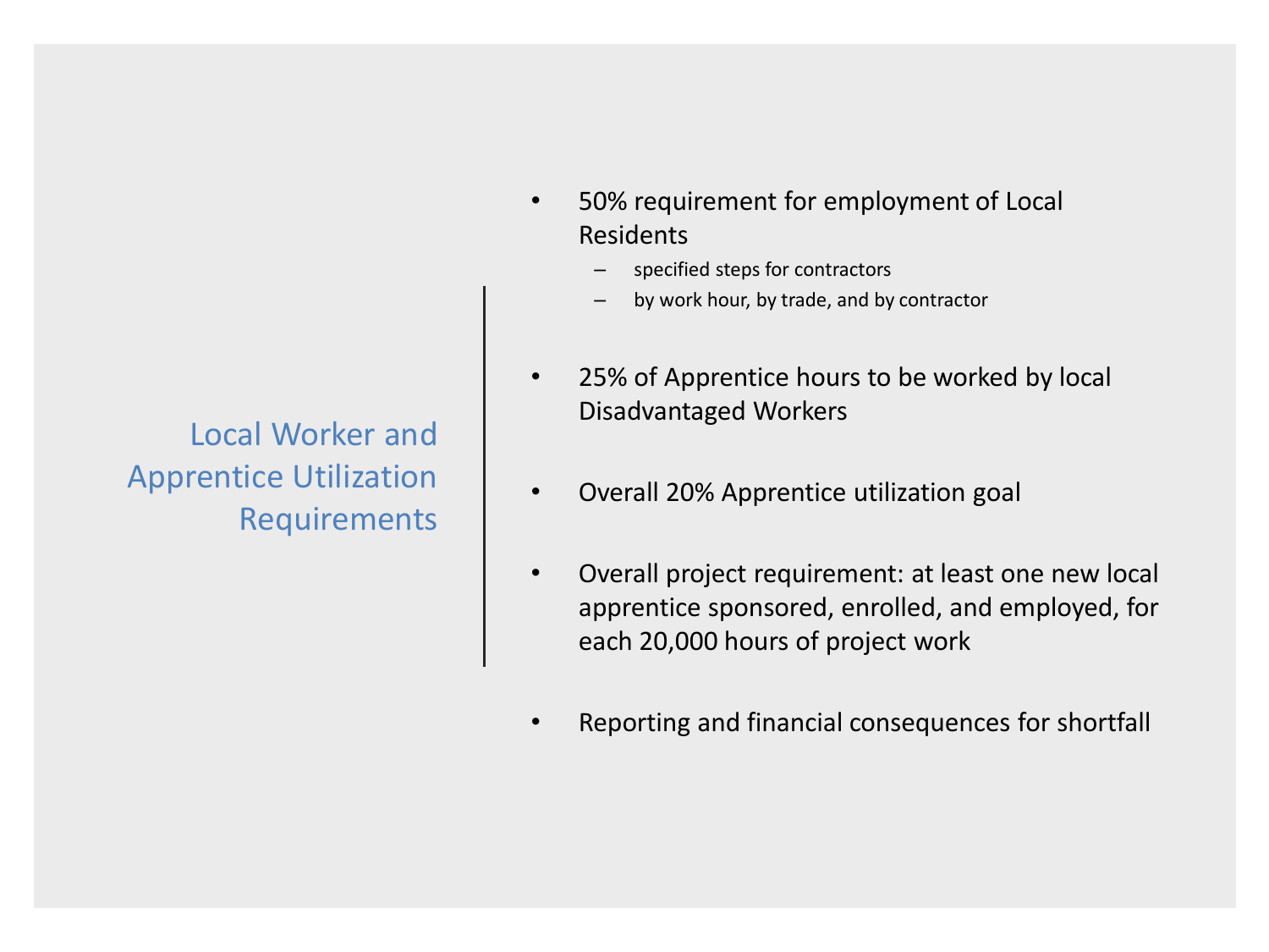## Local Worker and Apprentice Utilization Requirements

- 50% requirement for employment of Local Residents
  - specified steps for contractors
  - by work hour, by trade, and by contractor
- 25% of Apprentice hours to be worked by local Disadvantaged Workers
- Overall 20% Apprentice utilization goal
- Overall project requirement: at least one new local apprentice sponsored, enrolled, and employed, for each 20,000 hours of project work
- Reporting and financial consequences for shortfall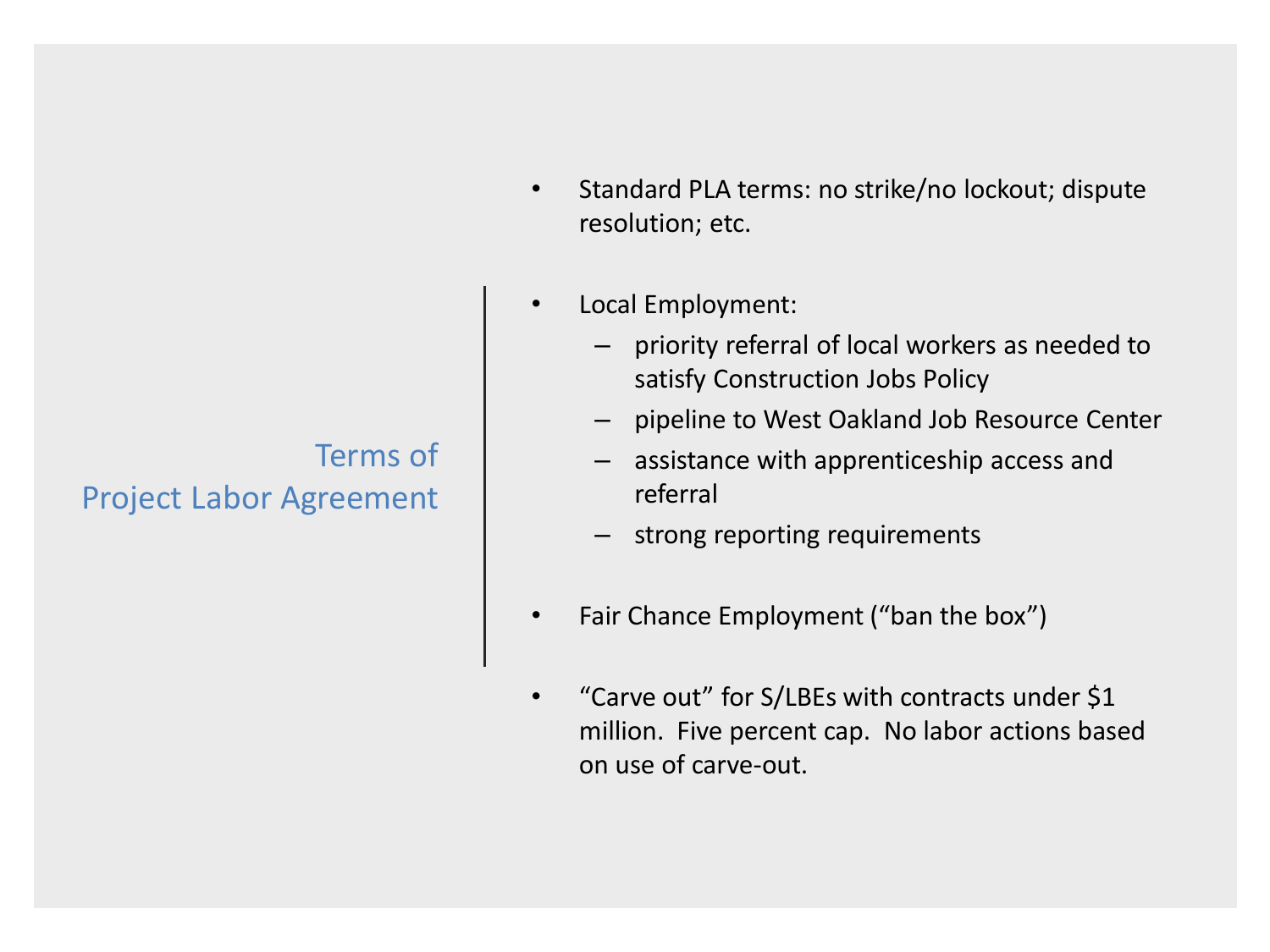## Terms of Project Labor Agreement

- Standard PLA terms: no strike/no lockout; dispute resolution; etc.

- Local Employment:
  - priority referral of local workers as needed to satisfy Construction Jobs Policy
  - pipeline to West Oakland Job Resource Center
  - assistance with apprenticeship access and referral
  - strong reporting requirements

- Fair Chance Employment ("ban the box")

- "Carve out" for S/LBEs with contracts under $1 million. Five percent cap. No labor actions based on use of carve-out.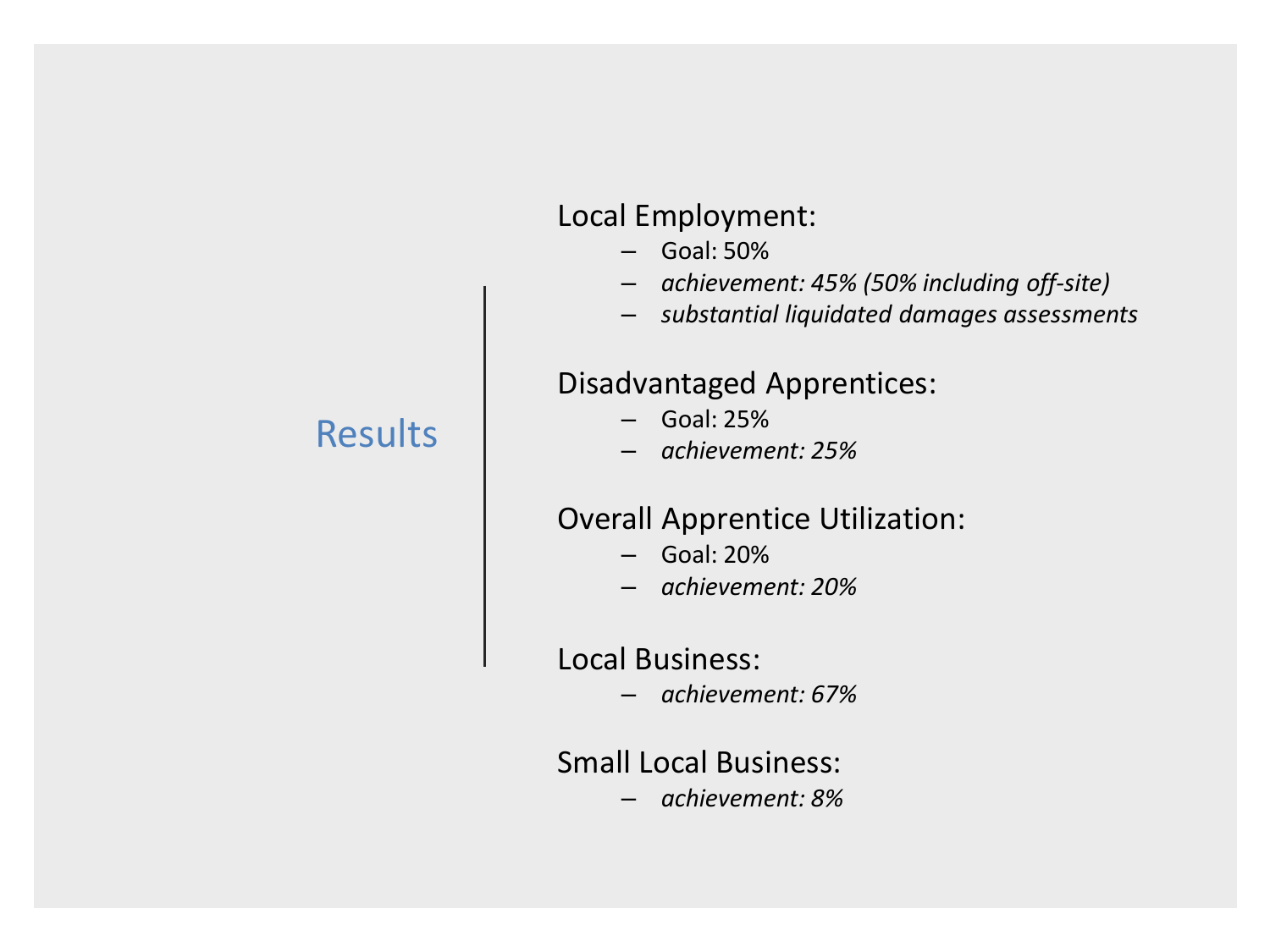# Results

**Local Employment:**

- Goal: 50%
- *achievement: 45% (50% including off-site)*
- *substantial liquidated damages assessments*

**Disadvantaged Apprentices:**

- Goal: 25%
- *achievement: 25%*

**Overall Apprentice Utilization:**

- Goal: 20%
- *achievement: 20%*

**Local Business:**

- *achievement: 67%*

**Small Local Business:**

- *achievement: 8%*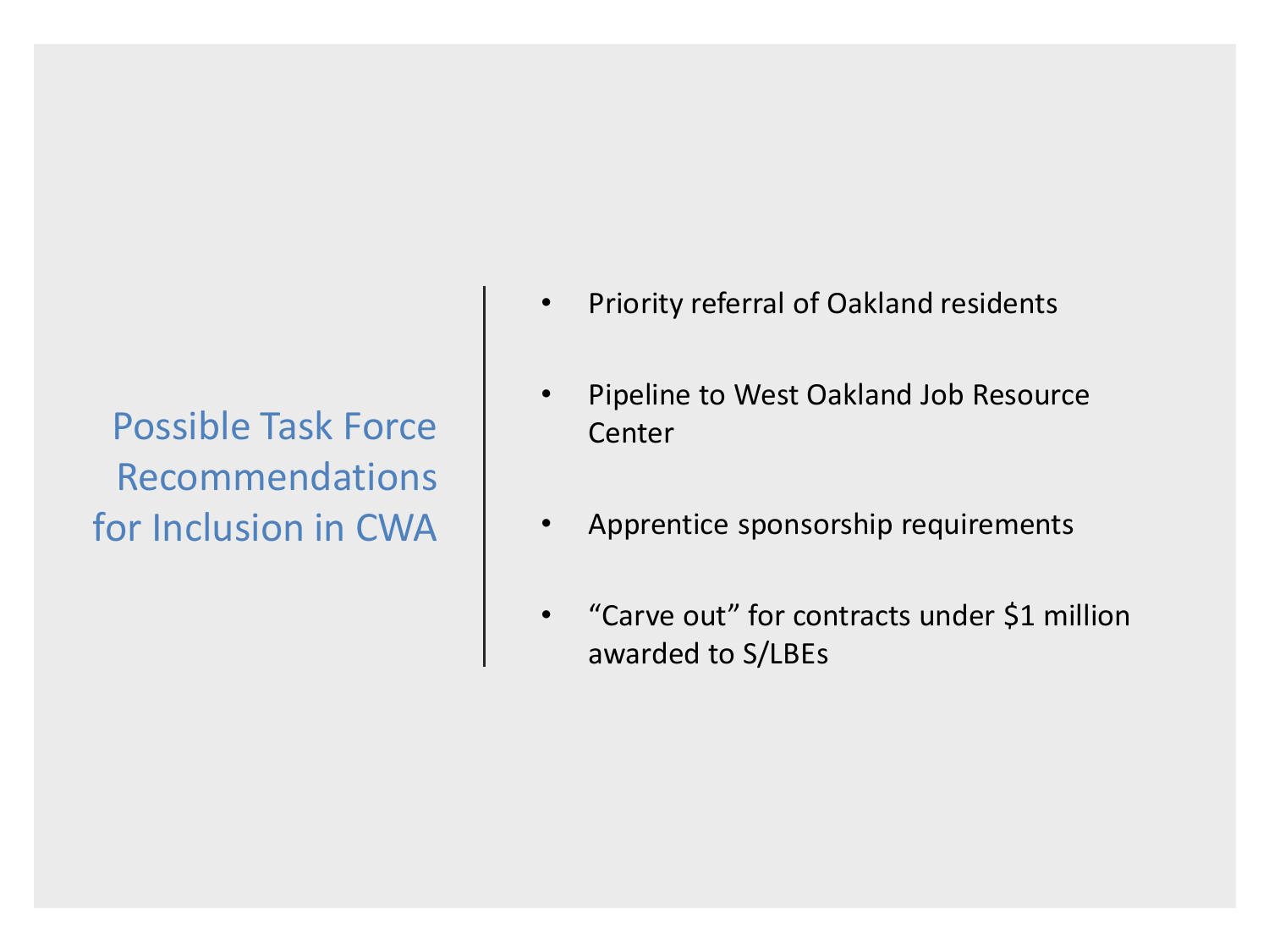## Possible Task Force Recommendations for Inclusion in CWA

- Priority referral of Oakland residents
- Pipeline to West Oakland Job Resource Center
- Apprentice sponsorship requirements
- "Carve out" for contracts under $1 million awarded to S/LBEs